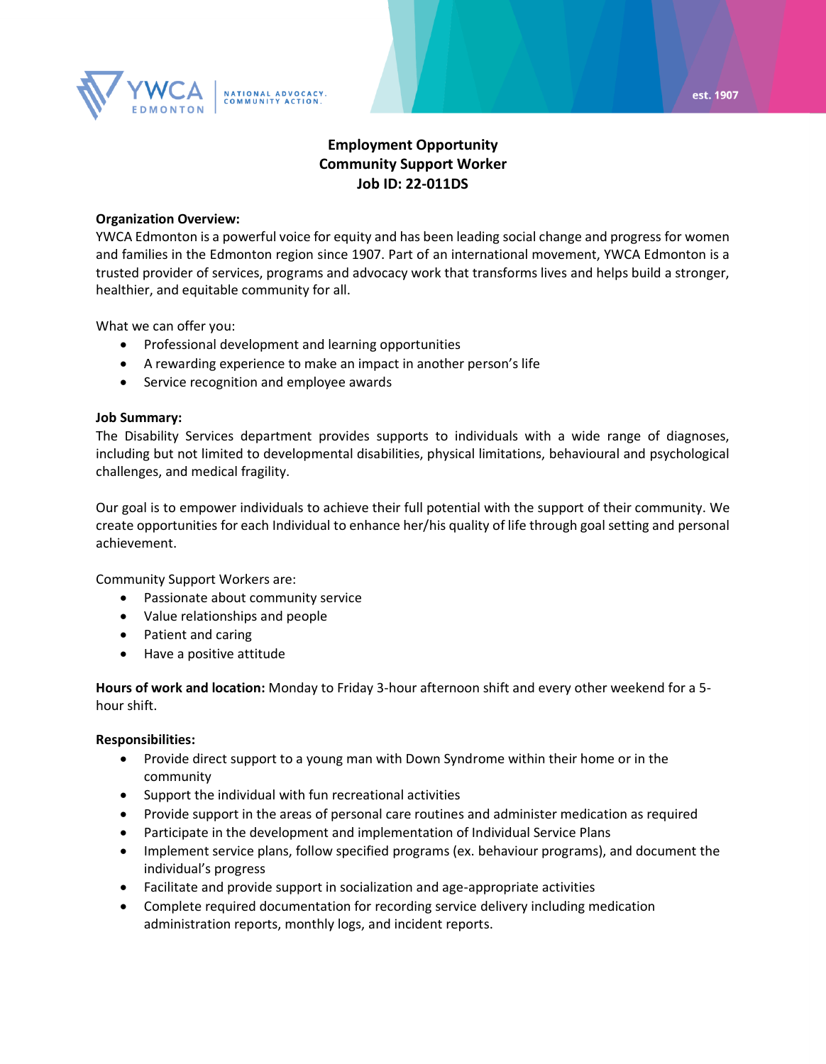YWCA EDMONTON | NATIONAL ADVOCACY. COMMUNITY ACTION.

est. 1907

# Employment Opportunity
## Community Support Worker
## Job ID: 22-011DS

**Organization Overview:**
YWCA Edmonton is a powerful voice for equity and has been leading social change and progress for women and families in the Edmonton region since 1907. Part of an international movement, YWCA Edmonton is a trusted provider of services, programs and advocacy work that transforms lives and helps build a stronger, healthier, and equitable community for all.

What we can offer you:

- Professional development and learning opportunities
- A rewarding experience to make an impact in another person's life
- Service recognition and employee awards

**Job Summary:**
The Disability Services department provides supports to individuals with a wide range of diagnoses, including but not limited to developmental disabilities, physical limitations, behavioural and psychological challenges, and medical fragility.

Our goal is to empower individuals to achieve their full potential with the support of their community. We create opportunities for each Individual to enhance her/his quality of life through goal setting and personal achievement.

Community Support Workers are:

- Passionate about community service
- Value relationships and people
- Patient and caring
- Have a positive attitude

**Hours of work and location:** Monday to Friday 3-hour afternoon shift and every other weekend for a 5-hour shift.

**Responsibilities:**

- Provide direct support to a young man with Down Syndrome within their home or in the community
- Support the individual with fun recreational activities
- Provide support in the areas of personal care routines and administer medication as required
- Participate in the development and implementation of Individual Service Plans
- Implement service plans, follow specified programs (ex. behaviour programs), and document the individual's progress
- Facilitate and provide support in socialization and age-appropriate activities
- Complete required documentation for recording service delivery including medication administration reports, monthly logs, and incident reports.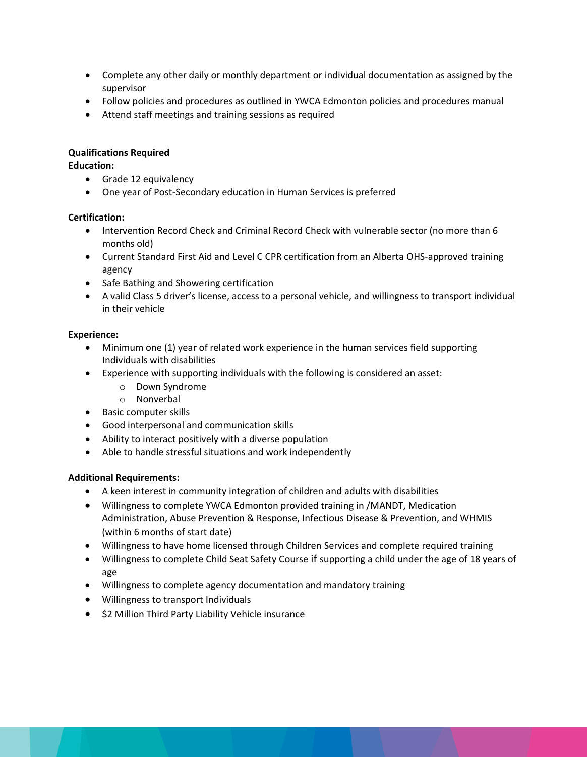- Complete any other daily or monthly department or individual documentation as assigned by the supervisor
- Follow policies and procedures as outlined in YWCA Edmonton policies and procedures manual
- Attend staff meetings and training sessions as required

**Qualifications Required**

**Education:**

- Grade 12 equivalency
- One year of Post-Secondary education in Human Services is preferred

**Certification:**

- Intervention Record Check and Criminal Record Check with vulnerable sector (no more than 6 months old)
- Current Standard First Aid and Level C CPR certification from an Alberta OHS-approved training agency
- Safe Bathing and Showering certification
- A valid Class 5 driver's license, access to a personal vehicle, and willingness to transport individual in their vehicle

**Experience:**

- Minimum one (1) year of related work experience in the human services field supporting Individuals with disabilities
- Experience with supporting individuals with the following is considered an asset:
  - Down Syndrome
  - Nonverbal
- Basic computer skills
- Good interpersonal and communication skills
- Ability to interact positively with a diverse population
- Able to handle stressful situations and work independently

**Additional Requirements:**

- A keen interest in community integration of children and adults with disabilities
- Willingness to complete YWCA Edmonton provided training in /MANDT, Medication Administration, Abuse Prevention & Response, Infectious Disease & Prevention, and WHMIS (within 6 months of start date)
- Willingness to have home licensed through Children Services and complete required training
- Willingness to complete Child Seat Safety Course if supporting a child under the age of 18 years of age
- Willingness to complete agency documentation and mandatory training
- Willingness to transport Individuals
- $2 Million Third Party Liability Vehicle insurance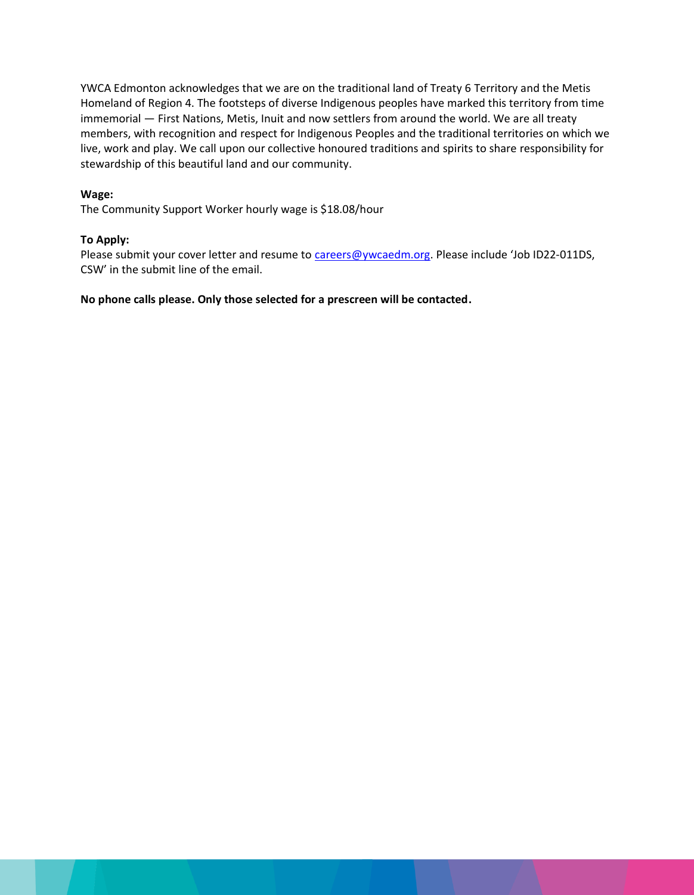YWCA Edmonton acknowledges that we are on the traditional land of Treaty 6 Territory and the Metis Homeland of Region 4. The footsteps of diverse Indigenous peoples have marked this territory from time immemorial — First Nations, Metis, Inuit and now settlers from around the world. We are all treaty members, with recognition and respect for Indigenous Peoples and the traditional territories on which we live, work and play. We call upon our collective honoured traditions and spirits to share responsibility for stewardship of this beautiful land and our community.

**Wage:**
The Community Support Worker hourly wage is $18.08/hour

**To Apply:**
Please submit your cover letter and resume to careers@ywcaedm.org. Please include 'Job ID22-011DS, CSW' in the submit line of the email.

**No phone calls please. Only those selected for a prescreen will be contacted.**